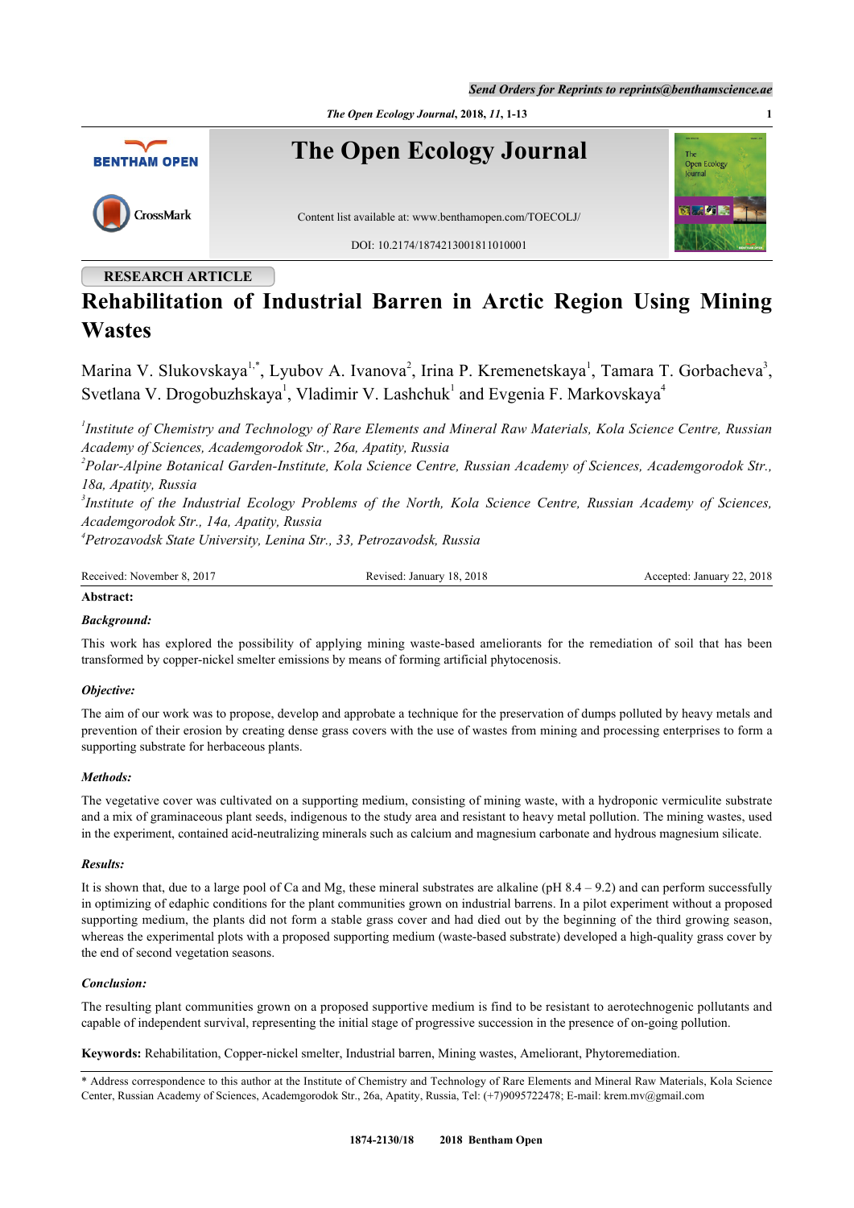RESEARCH ARTICLE

# Rehabilitation of Industrial Barren in Arctic Region Using Mining Wastes

Marina V. Slukovskaya[1,*], Lyubov A. Ivanova[2], Irina P. Kremenetskaya[1], Tamara T. Gorbacheva[3], Svetlana V. Drogobuzhskaya[1], Vladimir V. Lashchuk[1] and Evgenia F. Markovskaya[4]

*[1]Institute of Chemistry and Technology of Rare Elements and Mineral Raw Materials, Kola Science Centre, Russian Academy of Sciences, Academgorodok Str., 26a, Apatity, Russia*
*[2]Polar-Alpine Botanical Garden-Institute, Kola Science Centre, Russian Academy of Sciences, Academgorodok Str., 18a, Apatity, Russia*
*[3]Institute of the Industrial Ecology Problems of the North, Kola Science Centre, Russian Academy of Sciences, Academgorodok Str., 14a, Apatity, Russia*
*[4]Petrozavodsk State University, Lenina Str., 33, Petrozavodsk, Russia*

Received: November 8, 2017 | Revised: January 18, 2018 | Accepted: January 22, 2018

**Abstract:**

***Background:***

This work has explored the possibility of applying mining waste-based ameliorants for the remediation of soil that has been transformed by copper-nickel smelter emissions by means of forming artificial phytocenosis.

***Objective:***

The aim of our work was to propose, develop and approbate a technique for the preservation of dumps polluted by heavy metals and prevention of their erosion by creating dense grass covers with the use of wastes from mining and processing enterprises to form a supporting substrate for herbaceous plants.

***Methods:***

The vegetative cover was cultivated on a supporting medium, consisting of mining waste, with a hydroponic vermiculite substrate and a mix of graminaceous plant seeds, indigenous to the study area and resistant to heavy metal pollution. The mining wastes, used in the experiment, contained acid-neutralizing minerals such as calcium and magnesium carbonate and hydrous magnesium silicate.

***Results:***

It is shown that, due to a large pool of Ca and Mg, these mineral substrates are alkaline (pH 8.4 – 9.2) and can perform successfully in optimizing of edaphic conditions for the plant communities grown on industrial barrens. In a pilot experiment without a proposed supporting medium, the plants did not form a stable grass cover and had died out by the beginning of the third growing season, whereas the experimental plots with a proposed supporting medium (waste-based substrate) developed a high-quality grass cover by the end of second vegetation seasons.

***Conclusion:***

The resulting plant communities grown on a proposed supportive medium is find to be resistant to aerotechnogenic pollutants and capable of independent survival, representing the initial stage of progressive succession in the presence of on-going pollution.

**Keywords:** Rehabilitation, Copper-nickel smelter, Industrial barren, Mining wastes, Ameliorant, Phytoremediation.

* Address correspondence to this author at the Institute of Chemistry and Technology of Rare Elements and Mineral Raw Materials, Kola Science Center, Russian Academy of Sciences, Academgorodok Str., 26a, Apatity, Russia, Tel: (+7)9095722478; E-mail: krem.mv@gmail.com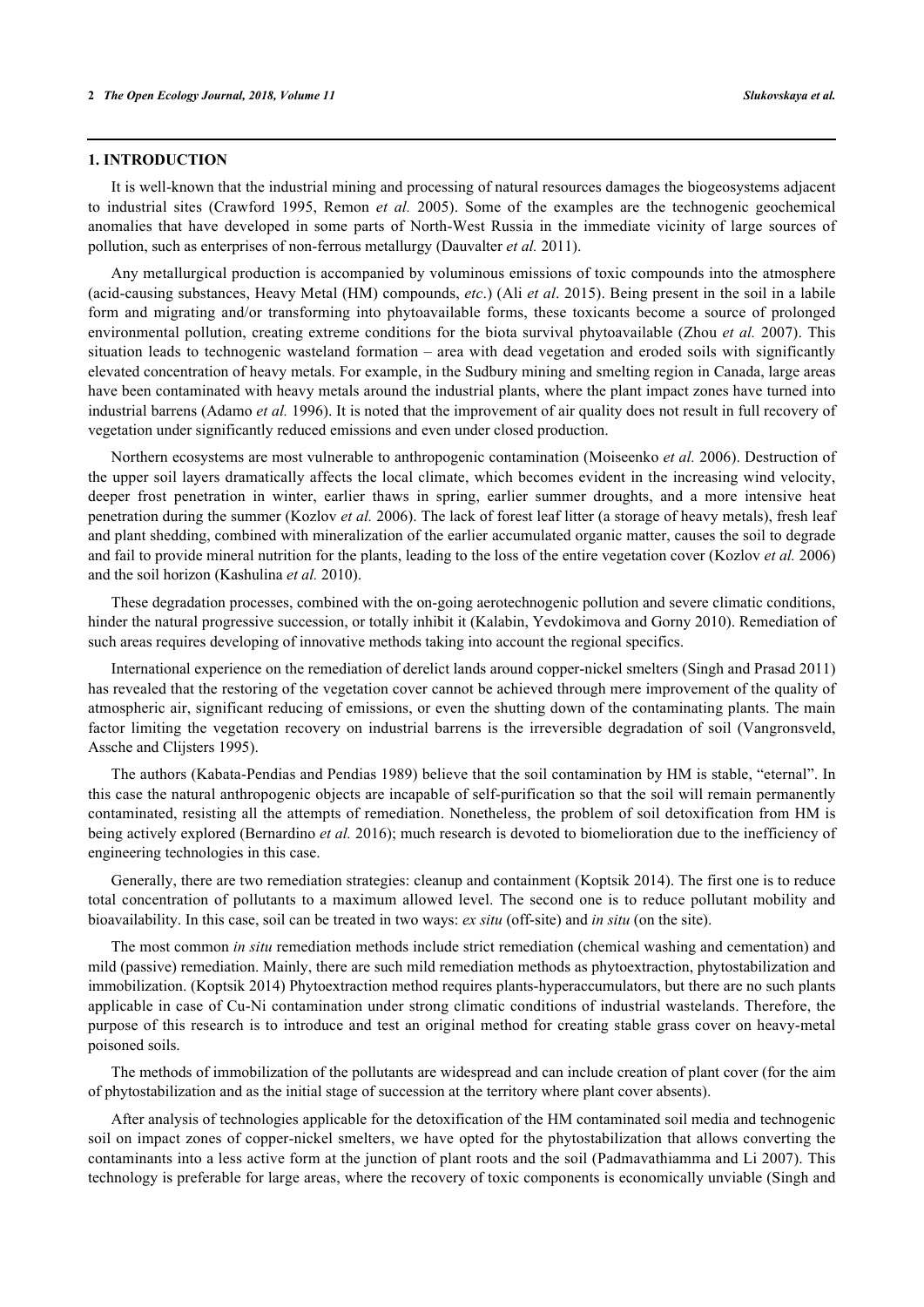## 1. INTRODUCTION

It is well-known that the industrial mining and processing of natural resources damages the biogeosystems adjacent to industrial sites (Crawford 1995, Remon *et al.* 2005). Some of the examples are the technogenic geochemical anomalies that have developed in some parts of North-West Russia in the immediate vicinity of large sources of pollution, such as enterprises of non-ferrous metallurgy (Dauvalter *et al.* 2011).

Any metallurgical production is accompanied by voluminous emissions of toxic compounds into the atmosphere (acid-causing substances, Heavy Metal (HM) compounds, *etc*.) (Ali *et al*. 2015). Being present in the soil in a labile form and migrating and/or transforming into phytoavailable forms, these toxicants become a source of prolonged environmental pollution, creating extreme conditions for the biota survival phytoavailable (Zhou *et al.* 2007). This situation leads to technogenic wasteland formation – area with dead vegetation and eroded soils with significantly elevated concentration of heavy metals. For example, in the Sudbury mining and smelting region in Canada, large areas have been contaminated with heavy metals around the industrial plants, where the plant impact zones have turned into industrial barrens (Adamo *et al.* 1996). It is noted that the improvement of air quality does not result in full recovery of vegetation under significantly reduced emissions and even under closed production.

Northern ecosystems are most vulnerable to anthropogenic contamination (Moiseenko *et al.* 2006). Destruction of the upper soil layers dramatically affects the local climate, which becomes evident in the increasing wind velocity, deeper frost penetration in winter, earlier thaws in spring, earlier summer droughts, and a more intensive heat penetration during the summer (Kozlov *et al.* 2006). The lack of forest leaf litter (a storage of heavy metals), fresh leaf and plant shedding, combined with mineralization of the earlier accumulated organic matter, causes the soil to degrade and fail to provide mineral nutrition for the plants, leading to the loss of the entire vegetation cover (Kozlov *et al.* 2006) and the soil horizon (Kashulina *et al.* 2010).

These degradation processes, combined with the on-going aerotechnogenic pollution and severe climatic conditions, hinder the natural progressive succession, or totally inhibit it (Kalabin, Yevdokimova and Gorny 2010). Remediation of such areas requires developing of innovative methods taking into account the regional specifics.

International experience on the remediation of derelict lands around copper-nickel smelters (Singh and Prasad 2011) has revealed that the restoring of the vegetation cover cannot be achieved through mere improvement of the quality of atmospheric air, significant reducing of emissions, or even the shutting down of the contaminating plants. The main factor limiting the vegetation recovery on industrial barrens is the irreversible degradation of soil (Vangronsveld, Assche and Clijsters 1995).

The authors (Kabata-Pendias and Pendias 1989) believe that the soil contamination by HM is stable, "eternal". In this case the natural anthropogenic objects are incapable of self-purification so that the soil will remain permanently contaminated, resisting all the attempts of remediation. Nonetheless, the problem of soil detoxification from HM is being actively explored (Bernardino *et al.* 2016); much research is devoted to biomelioration due to the inefficiency of engineering technologies in this case.

Generally, there are two remediation strategies: cleanup and containment (Koptsik 2014). The first one is to reduce total concentration of pollutants to a maximum allowed level. The second one is to reduce pollutant mobility and bioavailability. In this case, soil can be treated in two ways: *ex situ* (off-site) and *in situ* (on the site).

The most common *in situ* remediation methods include strict remediation (chemical washing and cementation) and mild (passive) remediation. Mainly, there are such mild remediation methods as phytoextraction, phytostabilization and immobilization. (Koptsik 2014) Phytoextraction method requires plants-hyperaccumulators, but there are no such plants applicable in case of Cu-Ni contamination under strong climatic conditions of industrial wastelands. Therefore, the purpose of this research is to introduce and test an original method for creating stable grass cover on heavy-metal poisoned soils.

The methods of immobilization of the pollutants are widespread and can include creation of plant cover (for the aim of phytostabilization and as the initial stage of succession at the territory where plant cover absents).

After analysis of technologies applicable for the detoxification of the HM contaminated soil media and technogenic soil on impact zones of copper-nickel smelters, we have opted for the phytostabilization that allows converting the contaminants into a less active form at the junction of plant roots and the soil (Padmavathiamma and Li 2007). This technology is preferable for large areas, where the recovery of toxic components is economically unviable (Singh and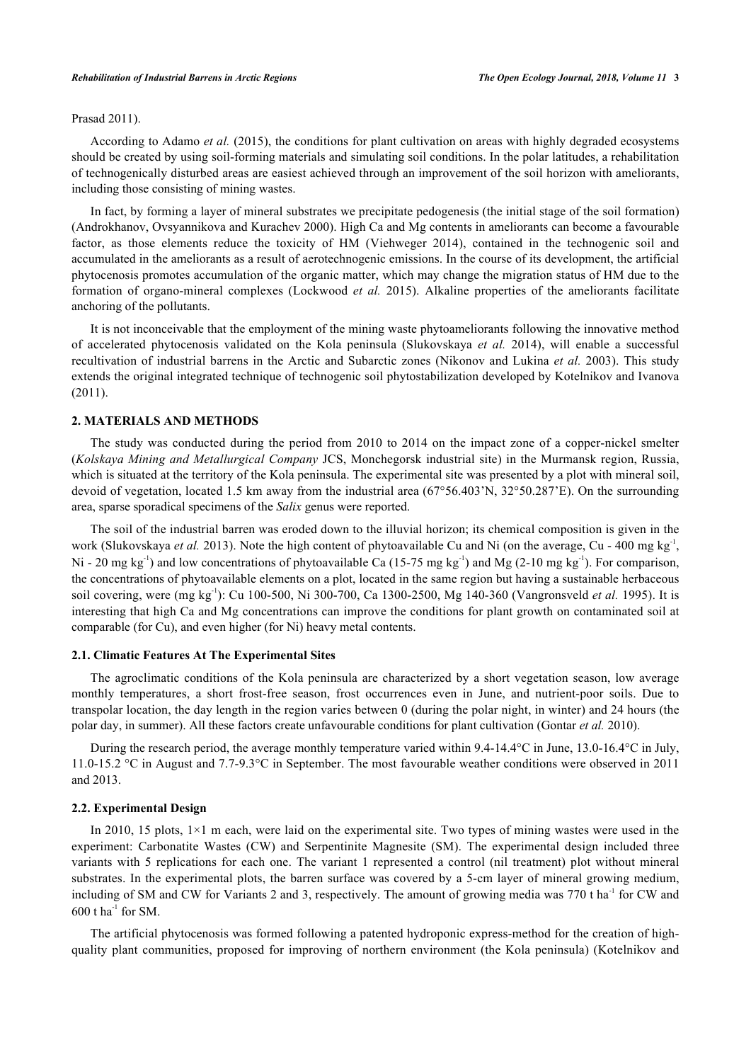Prasad 2011).

According to Adamo *et al.* (2015), the conditions for plant cultivation on areas with highly degraded ecosystems should be created by using soil-forming materials and simulating soil conditions. In the polar latitudes, a rehabilitation of technogenically disturbed areas are easiest achieved through an improvement of the soil horizon with ameliorants, including those consisting of mining wastes.

In fact, by forming a layer of mineral substrates we precipitate pedogenesis (the initial stage of the soil formation) (Androkhanov, Ovsyannikova and Kurachev 2000). High Ca and Mg contents in ameliorants can become a favourable factor, as those elements reduce the toxicity of HM (Viehweger 2014), contained in the technogenic soil and accumulated in the ameliorants as a result of aerotechnogenic emissions. In the course of its development, the artificial phytocenosis promotes accumulation of the organic matter, which may change the migration status of HM due to the formation of organo-mineral complexes (Lockwood *et al.* 2015). Alkaline properties of the ameliorants facilitate anchoring of the pollutants.

It is not inconceivable that the employment of the mining waste phytoameliorants following the innovative method of accelerated phytocenosis validated on the Kola peninsula (Slukovskaya *et al.* 2014), will enable a successful recultivation of industrial barrens in the Arctic and Subarctic zones (Nikonov and Lukina *et al.* 2003). This study extends the original integrated technique of technogenic soil phytostabilization developed by Kotelnikov and Ivanova (2011).

## 2. MATERIALS AND METHODS

The study was conducted during the period from 2010 to 2014 on the impact zone of a copper-nickel smelter (*Kolskaya Mining and Metallurgical Company* JCS, Monchegorsk industrial site) in the Murmansk region, Russia, which is situated at the territory of the Kola peninsula. The experimental site was presented by a plot with mineral soil, devoid of vegetation, located 1.5 km away from the industrial area (67°56.403'N, 32°50.287'E). On the surrounding area, sparse sporadical specimens of the *Salix* genus were reported.

The soil of the industrial barren was eroded down to the illuvial horizon; its chemical composition is given in the work (Slukovskaya *et al.* 2013). Note the high content of phytoavailable Cu and Ni (on the average, Cu - 400 mg $kg^{-1}$, Ni - 20 mg $kg^{-1}$) and low concentrations of phytoavailable Ca (15-75 mg $kg^{-1}$) and Mg (2-10 mg $kg^{-1}$). For comparison, the concentrations of phytoavailable elements on a plot, located in the same region but having a sustainable herbaceous soil covering, were (mg $kg^{-1}$): Cu 100-500, Ni 300-700, Ca 1300-2500, Mg 140-360 (Vangronsveld *et al.* 1995). It is interesting that high Ca and Mg concentrations can improve the conditions for plant growth on contaminated soil at comparable (for Cu), and even higher (for Ni) heavy metal contents.

### 2.1. Climatic Features At The Experimental Sites

The agroclimatic conditions of the Kola peninsula are characterized by a short vegetation season, low average monthly temperatures, a short frost-free season, frost occurrences even in June, and nutrient-poor soils. Due to transpolar location, the day length in the region varies between 0 (during the polar night, in winter) and 24 hours (the polar day, in summer). All these factors create unfavourable conditions for plant cultivation (Gontar *et al.* 2010).

During the research period, the average monthly temperature varied within 9.4-14.4°C in June, 13.0-16.4°C in July, 11.0-15.2 °C in August and 7.7-9.3°C in September. The most favourable weather conditions were observed in 2011 and 2013.

### 2.2. Experimental Design

In 2010, 15 plots, 1×1 m each, were laid on the experimental site. Two types of mining wastes were used in the experiment: Carbonatite Wastes (CW) and Serpentinite Magnesite (SM). The experimental design included three variants with 5 replications for each one. The variant 1 represented a control (nil treatment) plot without mineral substrates. In the experimental plots, the barren surface was covered by a 5-cm layer of mineral growing medium, including of SM and CW for Variants 2 and 3, respectively. The amount of growing media was 770 t $ha^{-1}$ for CW and 600 t $ha^{-1}$ for SM.

The artificial phytocenosis was formed following a patented hydroponic express-method for the creation of high-quality plant communities, proposed for improving of northern environment (the Kola peninsula) (Kotelnikov and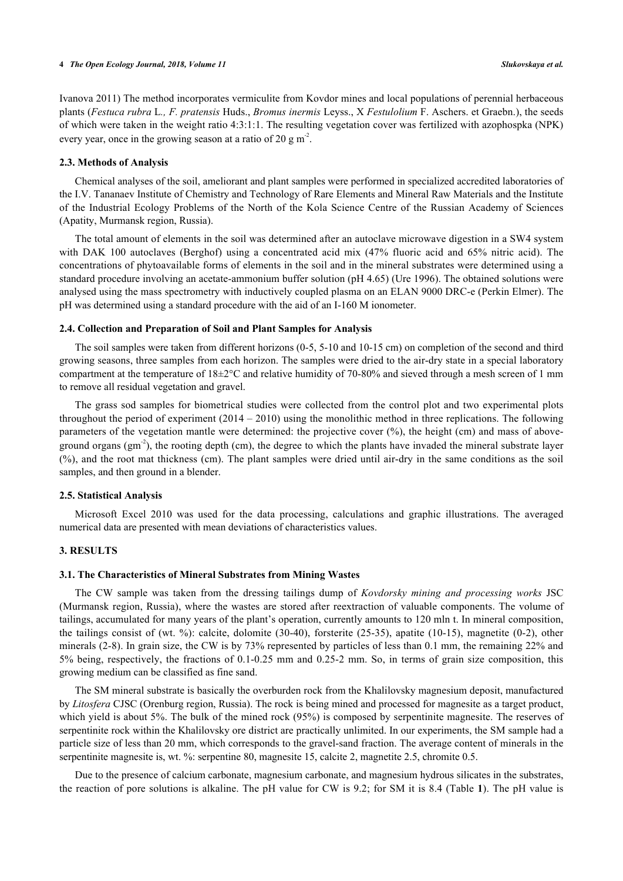Ivanova 2011) The method incorporates vermiculite from Kovdor mines and local populations of perennial herbaceous plants (*Festuca rubra* L.*, F. pratensis* Huds., *Bromus inermis* Leyss., X *Festulolium* F. Aschers. et Graebn.), the seeds of which were taken in the weight ratio 4:3:1:1. The resulting vegetation cover was fertilized with azophospka (NPK) every year, once in the growing season at a ratio of 20 g $m^{-2}$.

### 2.3. Methods of Analysis

Chemical analyses of the soil, ameliorant and plant samples were performed in specialized accredited laboratories of the I.V. Tananaev Institute of Chemistry and Technology of Rare Elements and Mineral Raw Materials and the Institute of the Industrial Ecology Problems of the North of the Kola Science Centre of the Russian Academy of Sciences (Apatity, Murmansk region, Russia).

The total amount of elements in the soil was determined after an autoclave microwave digestion in a SW4 system with DAK 100 autoclaves (Berghof) using a concentrated acid mix (47% fluoric acid and 65% nitric acid). The concentrations of phytoavailable forms of elements in the soil and in the mineral substrates were determined using a standard procedure involving an acetate-ammonium buffer solution (pH 4.65) (Ure 1996). The obtained solutions were analysed using the mass spectrometry with inductively coupled plasma on an ELAN 9000 DRC-e (Perkin Elmer). The pH was determined using a standard procedure with the aid of an I-160 M ionometer.

### 2.4. Collection and Preparation of Soil and Plant Samples for Analysis

The soil samples were taken from different horizons (0-5, 5-10 and 10-15 cm) on completion of the second and third growing seasons, three samples from each horizon. The samples were dried to the air-dry state in a special laboratory compartment at the temperature of 18±2°C and relative humidity of 70-80% and sieved through a mesh screen of 1 mm to remove all residual vegetation and gravel.

The grass sod samples for biometrical studies were collected from the control plot and two experimental plots throughout the period of experiment (2014 – 2010) using the monolithic method in three replications. The following parameters of the vegetation mantle were determined: the projective cover (%), the height (cm) and mass of above-ground organs ($gm^{-2}$), the rooting depth (cm), the degree to which the plants have invaded the mineral substrate layer (%), and the root mat thickness (cm). The plant samples were dried until air-dry in the same conditions as the soil samples, and then ground in a blender.

### 2.5. Statistical Analysis

Microsoft Excel 2010 was used for the data processing, calculations and graphic illustrations. The averaged numerical data are presented with mean deviations of characteristics values.

## 3. RESULTS

### 3.1. The Characteristics of Mineral Substrates from Mining Wastes

The CW sample was taken from the dressing tailings dump of *Kovdorsky mining and processing works* JSC (Murmansk region, Russia), where the wastes are stored after reextraction of valuable components. The volume of tailings, accumulated for many years of the plant's operation, currently amounts to 120 mln t. In mineral composition, the tailings consist of (wt. %): calcite, dolomite (30-40), forsterite (25-35), apatite (10-15), magnetite (0-2), other minerals (2-8). In grain size, the CW is by 73% represented by particles of less than 0.1 mm, the remaining 22% and 5% being, respectively, the fractions of 0.1-0.25 mm and 0.25-2 mm. So, in terms of grain size composition, this growing medium can be classified as fine sand.

The SM mineral substrate is basically the overburden rock from the Khalilovsky magnesium deposit, manufactured by *Litosfera* CJSC (Orenburg region, Russia). The rock is being mined and processed for magnesite as a target product, which yield is about 5%. The bulk of the mined rock (95%) is composed by serpentinite magnesite. The reserves of serpentinite rock within the Khalilovsky ore district are practically unlimited. In our experiments, the SM sample had a particle size of less than 20 mm, which corresponds to the gravel-sand fraction. The average content of minerals in the serpentinite magnesite is, wt. %: serpentine 80, magnesite 15, calcite 2, magnetite 2.5, chromite 0.5.

Due to the presence of calcium carbonate, magnesium carbonate, and magnesium hydrous silicates in the substrates, the reaction of pore solutions is alkaline. The pH value for CW is 9.2; for SM it is 8.4 (Table **1**). The pH value is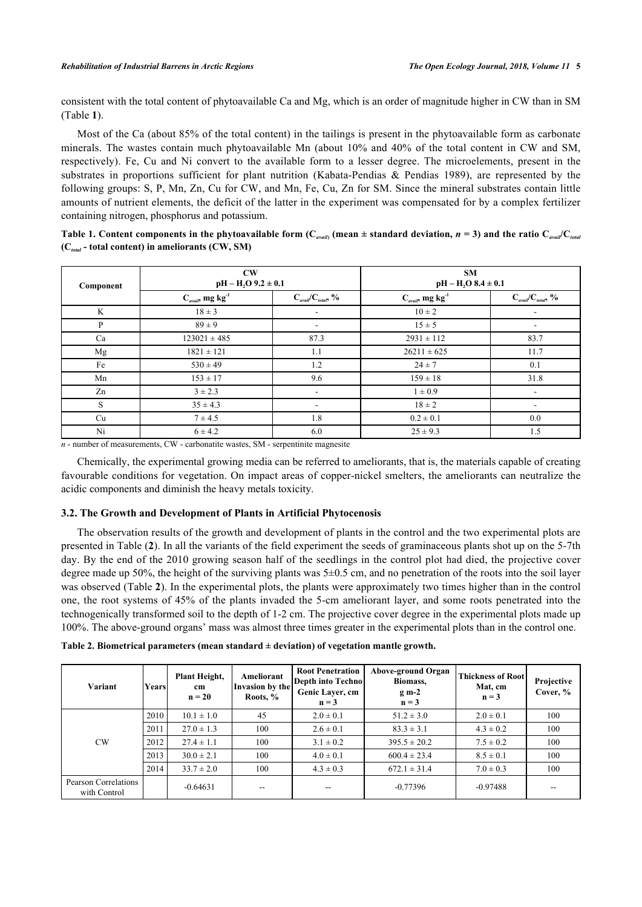consistent with the total content of phytoavailable Ca and Mg, which is an order of magnitude higher in CW than in SM (Table **1**).

Most of the Ca (about 85% of the total content) in the tailings is present in the phytoavailable form as carbonate minerals. The wastes contain much phytoavailable Mn (about 10% and 40% of the total content in CW and SM, respectively). Fe, Cu and Ni convert to the available form to a lesser degree. The microelements, present in the substrates in proportions sufficient for plant nutrition (Kabata-Pendias & Pendias 1989), are represented by the following groups: S, P, Mn, Zn, Cu for CW, and Mn, Fe, Cu, Zn for SM. Since the mineral substrates contain little amounts of nutrient elements, the deficit of the latter in the experiment was compensated for by a complex fertilizer containing nitrogen, phosphorus and potassium.

**Table 1. Content components in the phytoavailable form ($C_{avail}$) (mean ± standard deviation, $n$ = 3) and the ratio $C_{avail}/C_{total}$ ($C_{total}$ - total content) in ameliorants (CW, SM)**

| Component | CW pH – $H_2O$ 9.2 ± 0.1 | | SM pH – $H_2O$ 8.4 ± 0.1 | |
|---|---|---|---|---|
| | $C_{avail}$, mg kg$^{-1}$ | $C_{avail}/C_{total}$, % | $C_{avail}$, mg kg$^{-1}$ | $C_{avail}/C_{total}$, % |
| K | 18 ± 3 | - | 10 ± 2 | - |
| P | 89 ± 9 | - | 15 ± 5 | - |
| Ca | 123021 ± 485 | 87.3 | 2931 ± 112 | 83.7 |
| Mg | 1821 ± 121 | 1.1 | 26211 ± 625 | 11.7 |
| Fe | 530 ± 49 | 1.2 | 24 ± 7 | 0.1 |
| Mn | 153 ± 17 | 9.6 | 159 ± 18 | 31.8 |
| Zn | 3 ± 2.3 | - | 1 ± 0.9 | - |
| S | 35 ± 4.3 | - | 18 ± 2 | - |
| Cu | 7 ± 4.5 | 1.8 | 0.2 ± 0.1 | 0.0 |
| Ni | 6 ± 4.2 | 6.0 | 25 ± 9.3 | 1.5 |

*n* - number of measurements, CW - carbonatite wastes, SM - serpentinite magnesite

Chemically, the experimental growing media can be referred to ameliorants, that is, the materials capable of creating favourable conditions for vegetation. On impact areas of copper-nickel smelters, the ameliorants can neutralize the acidic components and diminish the heavy metals toxicity.

### 3.2. The Growth and Development of Plants in Artificial Phytocenosis

The observation results of the growth and development of plants in the control and the two experimental plots are presented in Table (**2**). In all the variants of the field experiment the seeds of graminaceous plants shot up on the 5-7th day. By the end of the 2010 growing season half of the seedlings in the control plot had died, the projective cover degree made up 50%, the height of the surviving plants was 5±0.5 cm, and no penetration of the roots into the soil layer was observed (Table **2**). In the experimental plots, the plants were approximately two times higher than in the control one, the root systems of 45% of the plants invaded the 5-cm ameliorant layer, and some roots penetrated into the technogenically transformed soil to the depth of 1-2 cm. The projective cover degree in the experimental plots made up 100%. The above-ground organs' mass was almost three times greater in the experimental plots than in the control one.

**Table 2. Biometrical parameters (mean standard ± deviation) of vegetation mantle growth.**

| Variant | Years | Plant Height, cm n = 20 | Ameliorant Invasion by the Roots, % | Root Penetration Depth into Techno Genic Layer, cm n = 3 | Above-ground Organ Biomass, g m-2 n = 3 | Thickness of Root Mat, cm n = 3 | Projective Cover, % |
|---|---|---|---|---|---|---|---|
| CW | 2010 | 10.1 ± 1.0 | 45 | 2.0 ± 0.1 | 51.2 ± 3.0 | 2.0 ± 0.1 | 100 |
| | 2011 | 27.0 ± 1.3 | 100 | 2.6 ± 0.1 | 83.3 ± 3.1 | 4.3 ± 0.2 | 100 |
| | 2012 | 27.4 ± 1.1 | 100 | 3.1 ± 0.2 | 395.5 ± 20.2 | 7.5 ± 0.2 | 100 |
| | 2013 | 30.0 ± 2.1 | 100 | 4.0 ± 0.1 | 600.4 ± 23.4 | 8.5 ± 0.1 | 100 |
| | 2014 | 33.7 ± 2.0 | 100 | 4.3 ± 0.3 | 672.1 ± 31.4 | 7.0 ± 0.3 | 100 |
| Pearson Correlations with Control | | -0.64631 | -- | -- | -0.77396 | -0.97488 | -- |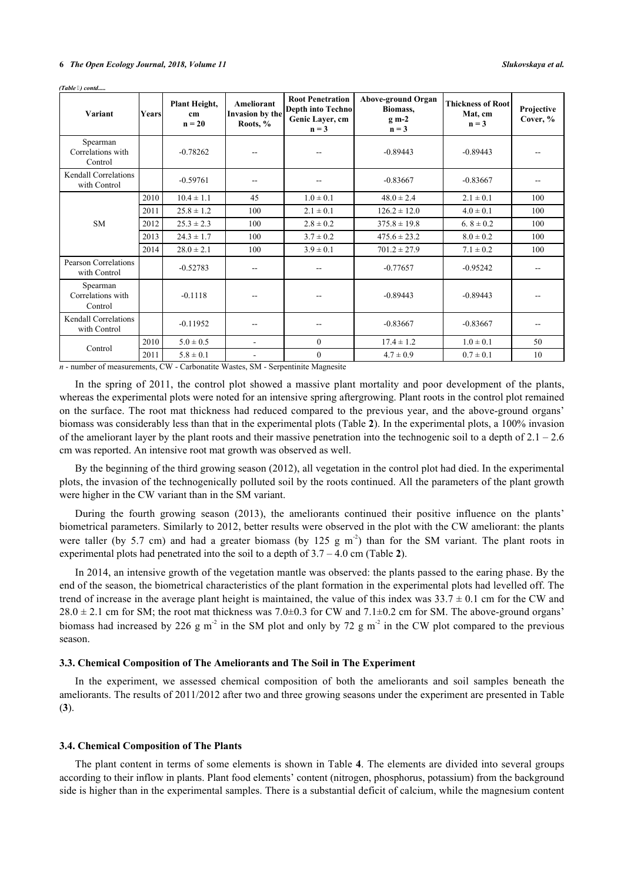*(Table 2) contd.....*

| Variant | Years | Plant Height, cm n = 20 | Ameliorant Invasion by the Roots, % | Root Penetration Depth into Techno Genic Layer, cm n = 3 | Above-ground Organ Biomass, g m-2 n = 3 | Thickness of Root Mat, cm n = 3 | Projective Cover, % |
|---|---|---|---|---|---|---|---|
| Spearman Correlations with Control | | -0.78262 | -- | -- | -0.89443 | -0.89443 | -- |
| Kendall Correlations with Control | | -0.59761 | -- | -- | -0.83667 | -0.83667 | -- |
| SM | 2010 | 10.4 ± 1.1 | 45 | 1.0 ± 0.1 | 48.0 ± 2.4 | 2.1 ± 0.1 | 100 |
| | 2011 | 25.8 ± 1.2 | 100 | 2.1 ± 0.1 | 126.2 ± 12.0 | 4.0 ± 0.1 | 100 |
| | 2012 | 25.3 ± 2.3 | 100 | 2.8 ± 0.2 | 375.8 ± 19.8 | 6. 8 ± 0.2 | 100 |
| | 2013 | 24.3 ± 1.7 | 100 | 3.7 ± 0.2 | 475.6 ± 23.2 | 8.0 ± 0.2 | 100 |
| | 2014 | 28.0 ± 2.1 | 100 | 3.9 ± 0.1 | 701.2 ± 27.9 | 7.1 ± 0.2 | 100 |
| Pearson Correlations with Control | | -0.52783 | -- | -- | -0.77657 | -0.95242 | -- |
| Spearman Correlations with Control | | -0.1118 | -- | -- | -0.89443 | -0.89443 | -- |
| Kendall Correlations with Control | | -0.11952 | -- | -- | -0.83667 | -0.83667 | -- |
| Control | 2010 | 5.0 ± 0.5 | - | 0 | 17.4 ± 1.2 | 1.0 ± 0.1 | 50 |
| | 2011 | 5.8 ± 0.1 | - | 0 | 4.7 ± 0.9 | 0.7 ± 0.1 | 10 |

*n* - number of measurements, CW - Carbonatite Wastes, SM - Serpentinite Magnesite

In the spring of 2011, the control plot showed a massive plant mortality and poor development of the plants, whereas the experimental plots were noted for an intensive spring aftergrowing. Plant roots in the control plot remained on the surface. The root mat thickness had reduced compared to the previous year, and the above-ground organs' biomass was considerably less than that in the experimental plots (Table **2**). In the experimental plots, a 100% invasion of the ameliorant layer by the plant roots and their massive penetration into the technogenic soil to a depth of 2.1 – 2.6 cm was reported. An intensive root mat growth was observed as well.

By the beginning of the third growing season (2012), all vegetation in the control plot had died. In the experimental plots, the invasion of the technogenically polluted soil by the roots continued. All the parameters of the plant growth were higher in the CW variant than in the SM variant.

During the fourth growing season (2013), the ameliorants continued their positive influence on the plants' biometrical parameters. Similarly to 2012, better results were observed in the plot with the CW ameliorant: the plants were taller (by 5.7 cm) and had a greater biomass (by 125 g $m^{-2}$) than for the SM variant. The plant roots in experimental plots had penetrated into the soil to a depth of 3.7 – 4.0 cm (Table **2**).

In 2014, an intensive growth of the vegetation mantle was observed: the plants passed to the earing phase. By the end of the season, the biometrical characteristics of the plant formation in the experimental plots had levelled off. The trend of increase in the average plant height is maintained, the value of this index was 33.7 ± 0.1 cm for the CW and 28.0 ± 2.1 cm for SM; the root mat thickness was 7.0±0.3 for CW and 7.1±0.2 cm for SM. The above-ground organs' biomass had increased by 226 g $m^{-2}$ in the SM plot and only by 72 g $m^{-2}$ in the CW plot compared to the previous season.

### 3.3. Chemical Composition of The Ameliorants and The Soil in The Experiment

In the experiment, we assessed chemical composition of both the ameliorants and soil samples beneath the ameliorants. The results of 2011/2012 after two and three growing seasons under the experiment are presented in Table (**3**).

### 3.4. Chemical Composition of The Plants

The plant content in terms of some elements is shown in Table **4**. The elements are divided into several groups according to their inflow in plants. Plant food elements' content (nitrogen, phosphorus, potassium) from the background side is higher than in the experimental samples. There is a substantial deficit of calcium, while the magnesium content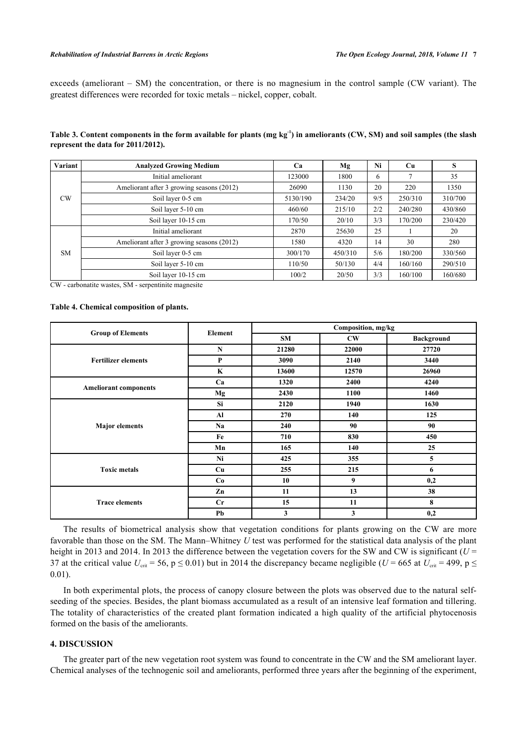exceeds (ameliorant – SM) the concentration, or there is no magnesium in the control sample (CW variant). The greatest differences were recorded for toxic metals – nickel, copper, cobalt.

**Table 3. Content components in the form available for plants (mg kg$^{-1}$) in ameliorants (CW, SM) and soil samples (the slash represent the data for 2011/2012).**

| Variant | Analyzed Growing Medium | Ca | Mg | Ni | Cu | S |
|---|---|---|---|---|---|---|
| CW | Initial ameliorant | 123000 | 1800 | 6 | 7 | 35 |
| | Ameliorant after 3 growing seasons (2012) | 26090 | 1130 | 20 | 220 | 1350 |
| | Soil layer 0-5 cm | 5130/190 | 234/20 | 9/5 | 250/310 | 310/700 |
| | Soil layer 5-10 cm | 460/60 | 215/10 | 2/2 | 240/280 | 430/860 |
| | Soil layer 10-15 cm | 170/50 | 20/10 | 3/3 | 170/200 | 230/420 |
| SM | Initial ameliorant | 2870 | 25630 | 25 | 1 | 20 |
| | Ameliorant after 3 growing seasons (2012) | 1580 | 4320 | 14 | 30 | 280 |
| | Soil layer 0-5 cm | 300/170 | 450/310 | 5/6 | 180/200 | 330/560 |
| | Soil layer 5-10 cm | 110/50 | 50/130 | 4/4 | 160/160 | 290/510 |
| | Soil layer 10-15 cm | 100/2 | 20/50 | 3/3 | 160/100 | 160/680 |

CW - carbonatite wastes, SM - serpentinite magnesite

**Table 4. Chemical composition of plants.**

| Group of Elements | Element | Composition, mg/kg | | |
|---|---|---|---|---|
| | | **SM** | **CW** | **Background** |
| **Fertilizer elements** | **N** | **21280** | **22000** | **27720** |
| | **P** | **3090** | **2140** | **3440** |
| | **K** | **13600** | **12570** | **26960** |
| **Ameliorant components** | **Ca** | **1320** | **2400** | **4240** |
| | **Mg** | **2430** | **1100** | **1460** |
| **Major elements** | **Si** | **2120** | **1940** | **1630** |
| | **Al** | **270** | **140** | **125** |
| | **Na** | **240** | **90** | **90** |
| | **Fe** | **710** | **830** | **450** |
| | **Mn** | **165** | **140** | **25** |
| **Toxic metals** | **Ni** | **425** | **355** | **5** |
| | **Cu** | **255** | **215** | **6** |
| | **Co** | **10** | **9** | **0,2** |
| **Trace elements** | **Zn** | **11** | **13** | **38** |
| | **Cr** | **15** | **11** | **8** |
| | **Pb** | **3** | **3** | **0,2** |

The results of biometrical analysis show that vegetation conditions for plants growing on the CW are more favorable than those on the SM. The Mann–Whitney *U* test was performed for the statistical data analysis of the plant height in 2013 and 2014. In 2013 the difference between the vegetation covers for the SW and CW is significant ($U$ = 37 at the critical value $U_{crit}$ = 56, $p \leq 0.01$) but in 2014 the discrepancy became negligible ($U$ = 665 at $U_{crit}$ = 499, $p \leq 0.01$).

In both experimental plots, the process of canopy closure between the plots was observed due to the natural self-seeding of the species. Besides, the plant biomass accumulated as a result of an intensive leaf formation and tillering. The totality of characteristics of the created plant formation indicated a high quality of the artificial phytocenosis formed on the basis of the ameliorants.

## 4. DISCUSSION

The greater part of the new vegetation root system was found to concentrate in the CW and the SM ameliorant layer. Chemical analyses of the technogenic soil and ameliorants, performed three years after the beginning of the experiment,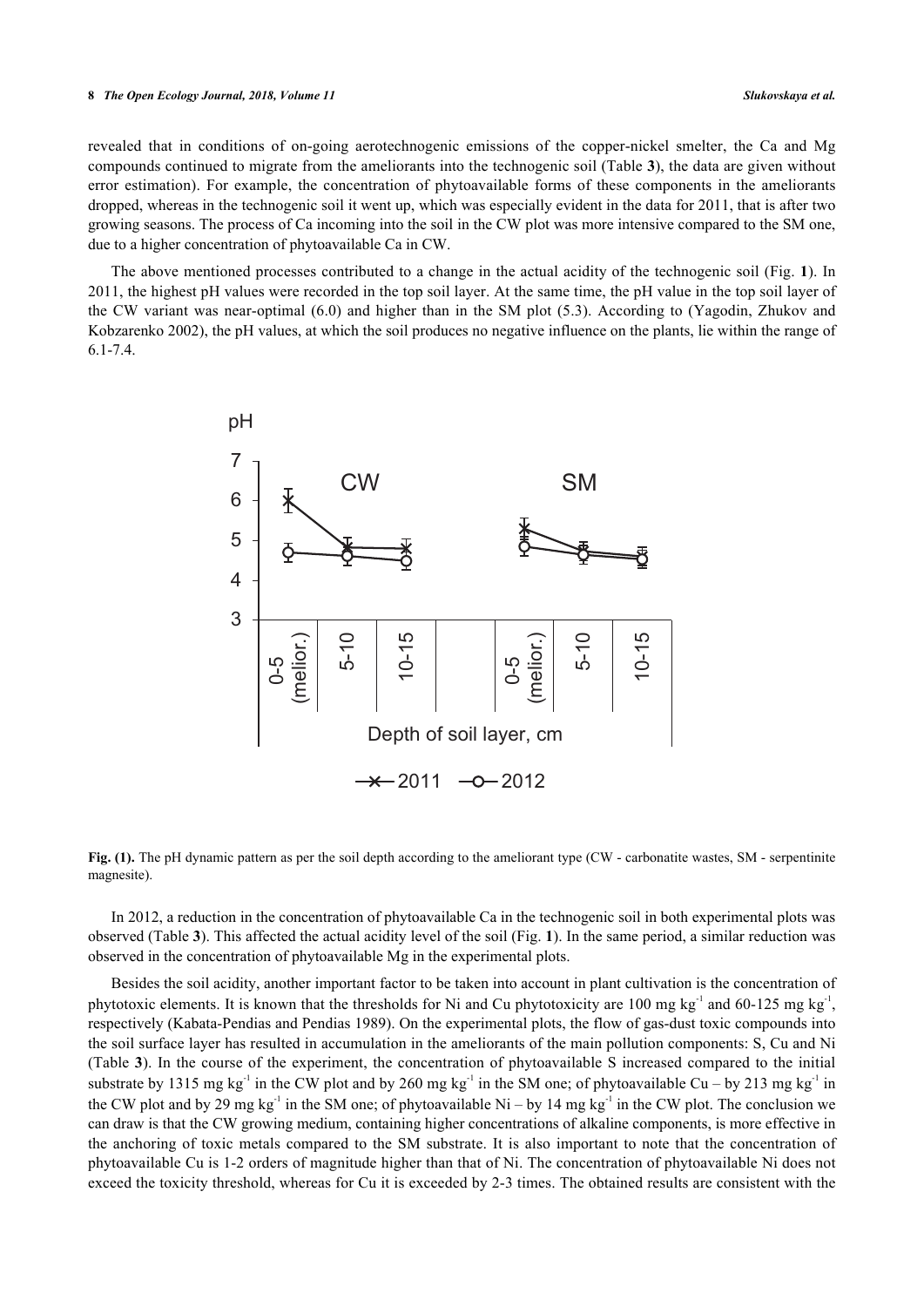revealed that in conditions of on-going aerotechnogenic emissions of the copper-nickel smelter, the Ca and Mg compounds continued to migrate from the ameliorants into the technogenic soil (Table **3**), the data are given without error estimation). For example, the concentration of phytoavailable forms of these components in the ameliorants dropped, whereas in the technogenic soil it went up, which was especially evident in the data for 2011, that is after two growing seasons. The process of Ca incoming into the soil in the CW plot was more intensive compared to the SM one, due to a higher concentration of phytoavailable Ca in CW.

The above mentioned processes contributed to a change in the actual acidity of the technogenic soil (Fig. **1**). In 2011, the highest pH values were recorded in the top soil layer. At the same time, the pH value in the top soil layer of the CW variant was near-optimal (6.0) and higher than in the SM plot (5.3). According to (Yagodin, Zhukov and Kobzarenko 2002), the pH values, at which the soil produces no negative influence on the plants, lie within the range of 6.1-7.4.

**Fig. (1).** The pH dynamic pattern as per the soil depth according to the ameliorant type (CW - carbonatite wastes, SM - serpentinite magnesite).

In 2012, a reduction in the concentration of phytoavailable Ca in the technogenic soil in both experimental plots was observed (Table **3**). This affected the actual acidity level of the soil (Fig. **1**). In the same period, a similar reduction was observed in the concentration of phytoavailable Mg in the experimental plots.

Besides the soil acidity, another important factor to be taken into account in plant cultivation is the concentration of phytotoxic elements. It is known that the thresholds for Ni and Cu phytotoxicity are 100 mg $kg^{-1}$ and 60-125 mg $kg^{-1}$, respectively (Kabata-Pendias and Pendias 1989). On the experimental plots, the flow of gas-dust toxic compounds into the soil surface layer has resulted in accumulation in the ameliorants of the main pollution components: S, Cu and Ni (Table **3**). In the course of the experiment, the concentration of phytoavailable S increased compared to the initial substrate by 1315 mg $kg^{-1}$ in the CW plot and by 260 mg $kg^{-1}$ in the SM one; of phytoavailable Cu – by 213 mg $kg^{-1}$ in the CW plot and by 29 mg $kg^{-1}$ in the SM one; of phytoavailable Ni – by 14 mg $kg^{-1}$ in the CW plot. The conclusion we can draw is that the CW growing medium, containing higher concentrations of alkaline components, is more effective in the anchoring of toxic metals compared to the SM substrate. It is also important to note that the concentration of phytoavailable Cu is 1-2 orders of magnitude higher than that of Ni. The concentration of phytoavailable Ni does not exceed the toxicity threshold, whereas for Cu it is exceeded by 2-3 times. The obtained results are consistent with the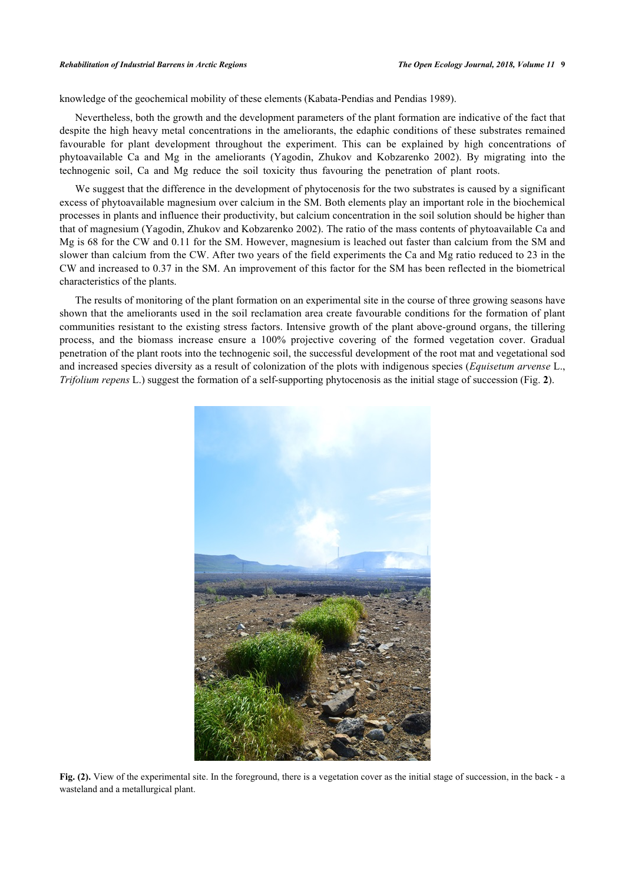knowledge of the geochemical mobility of these elements (Kabata-Pendias and Pendias 1989).

Nevertheless, both the growth and the development parameters of the plant formation are indicative of the fact that despite the high heavy metal concentrations in the ameliorants, the edaphic conditions of these substrates remained favourable for plant development throughout the experiment. This can be explained by high concentrations of phytoavailable Ca and Mg in the ameliorants (Yagodin, Zhukov and Kobzarenko 2002). By migrating into the technogenic soil, Ca and Mg reduce the soil toxicity thus favouring the penetration of plant roots.

We suggest that the difference in the development of phytocenosis for the two substrates is caused by a significant excess of phytoavailable magnesium over calcium in the SM. Both elements play an important role in the biochemical processes in plants and influence their productivity, but calcium concentration in the soil solution should be higher than that of magnesium (Yagodin, Zhukov and Kobzarenko 2002). The ratio of the mass contents of phytoavailable Ca and Mg is 68 for the CW and 0.11 for the SM. However, magnesium is leached out faster than calcium from the SM and slower than calcium from the CW. After two years of the field experiments the Ca and Mg ratio reduced to 23 in the CW and increased to 0.37 in the SM. An improvement of this factor for the SM has been reflected in the biometrical characteristics of the plants.

The results of monitoring of the plant formation on an experimental site in the course of three growing seasons have shown that the ameliorants used in the soil reclamation area create favourable conditions for the formation of plant communities resistant to the existing stress factors. Intensive growth of the plant above-ground organs, the tillering process, and the biomass increase ensure a 100% projective covering of the formed vegetation cover. Gradual penetration of the plant roots into the technogenic soil, the successful development of the root mat and vegetational sod and increased species diversity as a result of colonization of the plots with indigenous species (*Equisetum arvense* L., *Trifolium repens* L.) suggest the formation of a self-supporting phytocenosis as the initial stage of succession (Fig. **2**).

**Fig. (2).** View of the experimental site. In the foreground, there is a vegetation cover as the initial stage of succession, in the back - a wasteland and a metallurgical plant.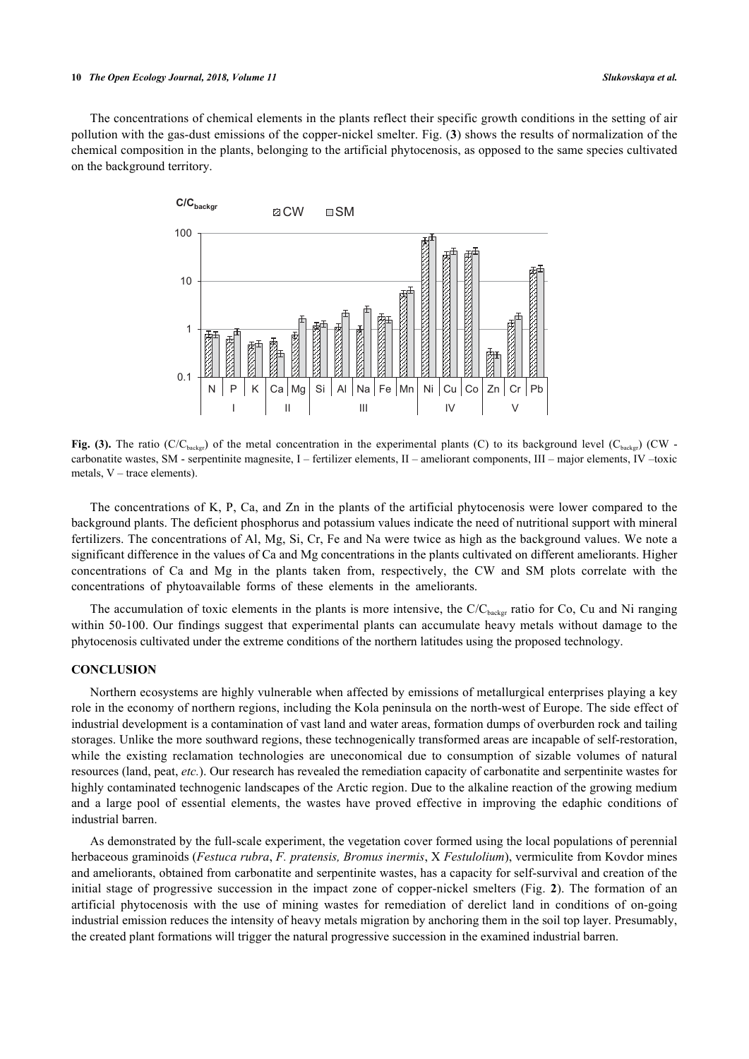The concentrations of chemical elements in the plants reflect their specific growth conditions in the setting of air pollution with the gas-dust emissions of the copper-nickel smelter. Fig. (**3**) shows the results of normalization of the chemical composition in the plants, belonging to the artificial phytocenosis, as opposed to the same species cultivated on the background territory.

**Fig. (3).** The ratio ($C/C_{backgr}$) of the metal concentration in the experimental plants (C) to its background level ($C_{backgr}$) (CW - carbonatite wastes, SM - serpentinite magnesite, I – fertilizer elements, II – ameliorant components, III – major elements, IV –toxic metals, V – trace elements).

The concentrations of K, P, Ca, and Zn in the plants of the artificial phytocenosis were lower compared to the background plants. The deficient phosphorus and potassium values indicate the need of nutritional support with mineral fertilizers. The concentrations of Al, Mg, Si, Cr, Fe and Na were twice as high as the background values. We note a significant difference in the values of Ca and Mg concentrations in the plants cultivated on different ameliorants. Higher concentrations of Ca and Mg in the plants taken from, respectively, the CW and SM plots correlate with the concentrations of phytoavailable forms of these elements in the ameliorants.

The accumulation of toxic elements in the plants is more intensive, the $C/C_{backgr}$ ratio for Co, Cu and Ni ranging within 50-100. Our findings suggest that experimental plants can accumulate heavy metals without damage to the phytocenosis cultivated under the extreme conditions of the northern latitudes using the proposed technology.

## CONCLUSION

Northern ecosystems are highly vulnerable when affected by emissions of metallurgical enterprises playing a key role in the economy of northern regions, including the Kola peninsula on the north-west of Europe. The side effect of industrial development is a contamination of vast land and water areas, formation dumps of overburden rock and tailing storages. Unlike the more southward regions, these technogenically transformed areas are incapable of self-restoration, while the existing reclamation technologies are uneconomical due to consumption of sizable volumes of natural resources (land, peat, *etc.*). Our research has revealed the remediation capacity of carbonatite and serpentinite wastes for highly contaminated technogenic landscapes of the Arctic region. Due to the alkaline reaction of the growing medium and a large pool of essential elements, the wastes have proved effective in improving the edaphic conditions of industrial barren.

As demonstrated by the full-scale experiment, the vegetation cover formed using the local populations of perennial herbaceous graminoids (*Festuca rubra*, *F. pratensis, Bromus inermis*, X *Festulolium*), vermiculite from Kovdor mines and ameliorants, obtained from carbonatite and serpentinite wastes, has a capacity for self-survival and creation of the initial stage of progressive succession in the impact zone of copper-nickel smelters (Fig. **2**). The formation of an artificial phytocenosis with the use of mining wastes for remediation of derelict land in conditions of on-going industrial emission reduces the intensity of heavy metals migration by anchoring them in the soil top layer. Presumably, the created plant formations will trigger the natural progressive succession in the examined industrial barren.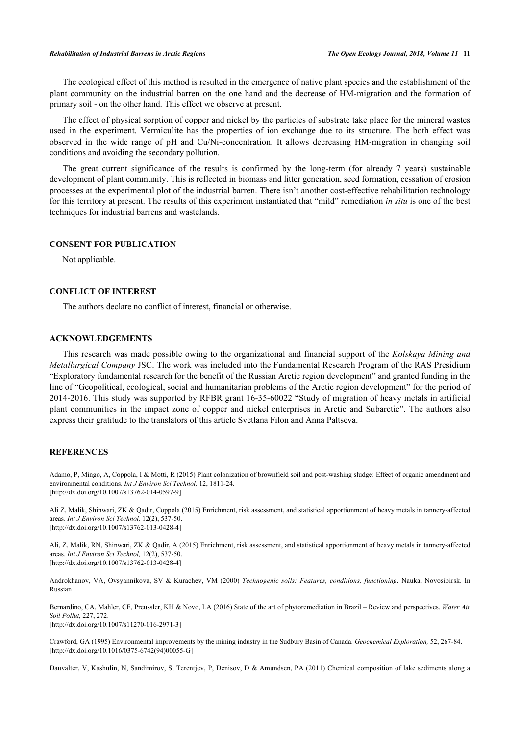The ecological effect of this method is resulted in the emergence of native plant species and the establishment of the plant community on the industrial barren on the one hand and the decrease of HM-migration and the formation of primary soil - on the other hand. This effect we observe at present.

The effect of physical sorption of copper and nickel by the particles of substrate take place for the mineral wastes used in the experiment. Vermiculite has the properties of ion exchange due to its structure. The both effect was observed in the wide range of pH and Cu/Ni-concentration. It allows decreasing HM-migration in changing soil conditions and avoiding the secondary pollution.

The great current significance of the results is confirmed by the long-term (for already 7 years) sustainable development of plant community. This is reflected in biomass and litter generation, seed formation, cessation of erosion processes at the experimental plot of the industrial barren. There isn't another cost-effective rehabilitation technology for this territory at present. The results of this experiment instantiated that "mild" remediation *in situ* is one of the best techniques for industrial barrens and wastelands.

## CONSENT FOR PUBLICATION

Not applicable.

## CONFLICT OF INTEREST

The authors declare no conflict of interest, financial or otherwise.

## ACKNOWLEDGEMENTS

This research was made possible owing to the organizational and financial support of the *Kolskaya Mining and Metallurgical Company* JSC. The work was included into the Fundamental Research Program of the RAS Presidium "Exploratory fundamental research for the benefit of the Russian Arctic region development" and granted funding in the line of "Geopolitical, ecological, social and humanitarian problems of the Arctic region development" for the period of 2014-2016. This study was supported by RFBR grant 16-35-60022 "Study of migration of heavy metals in artificial plant communities in the impact zone of copper and nickel enterprises in Arctic and Subarctic". The authors also express their gratitude to the translators of this article Svetlana Filon and Anna Paltseva.

## REFERENCES

Adamo, P, Mingo, A, Coppola, I & Motti, R (2015) Plant colonization of brownfield soil and post-washing sludge: Effect of organic amendment and environmental conditions. *Int J Environ Sci Technol,* 12, 1811-24.
[http://dx.doi.org/10.1007/s13762-014-0597-9]

Ali Z, Malik, Shinwari, ZK & Qadir, Coppola (2015) Enrichment, risk assessment, and statistical apportionment of heavy metals in tannery-affected areas. *Int J Environ Sci Technol,* 12(2), 537-50.
[http://dx.doi.org/10.1007/s13762-013-0428-4]

Ali, Z, Malik, RN, Shinwari, ZK & Qadir, A (2015) Enrichment, risk assessment, and statistical apportionment of heavy metals in tannery-affected areas. *Int J Environ Sci Technol,* 12(2), 537-50.
[http://dx.doi.org/10.1007/s13762-013-0428-4]

Androkhanov, VA, Ovsyannikova, SV & Kurachev, VM (2000) *Technogenic soils: Features, conditions, functioning.* Nauka, Novosibirsk. In Russian

Bernardino, CA, Mahler, CF, Preussler, KH & Novo, LA (2016) State of the art of phytoremediation in Brazil – Review and perspectives. *Water Air Soil Pollut,* 227, 272.
[http://dx.doi.org/10.1007/s11270-016-2971-3]

Crawford, GA (1995) Environmental improvements by the mining industry in the Sudbury Basin of Canada. *Geochemical Exploration,* 52, 267-84.
[http://dx.doi.org/10.1016/0375-6742(94)00055-G]

Dauvalter, V, Kashulin, N, Sandimirov, S, Terentjev, P, Denisov, D & Amundsen, PA (2011) Chemical composition of lake sediments along a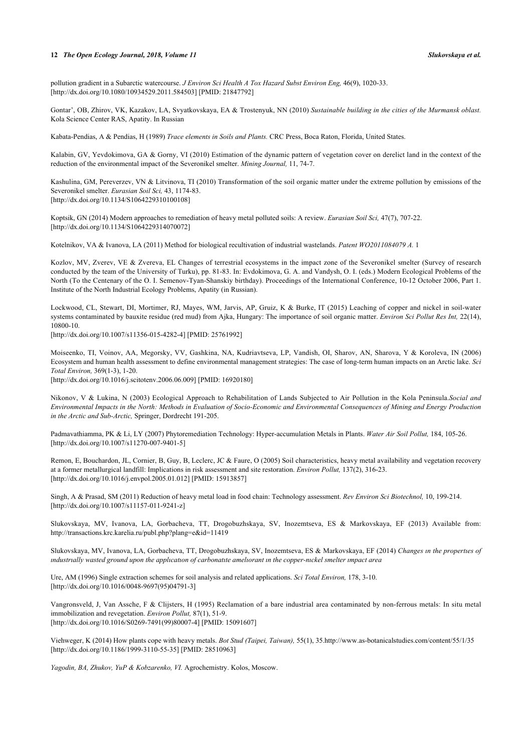pollution gradient in a Subarctic watercourse. *J Environ Sci Health A Tox Hazard Subst Environ Eng,* 46(9), 1020-33.
[http://dx.doi.org/10.1080/10934529.2011.584503] [PMID: 21847792]

Gontar', OB, Zhirov, VK, Kazakov, LA, Svyatkovskaya, EA & Trostenyuk, NN (2010) *Sustainable building in the cities of the Murmansk oblast.* Kola Science Center RAS, Apatity. In Russian

Kabata-Pendias, A & Pendias, H (1989) *Trace elements in Soils and Plants.* CRC Press, Boca Raton, Florida, United States.

Kalabin, GV, Yevdokimova, GA & Gorny, VI (2010) Estimation of the dynamic pattern of vegetation cover on derelict land in the context of the reduction of the environmental impact of the Severonikel smelter. *Mining Journal,* 11, 74-7.

Kashulina, GM, Pereverzev, VN & Litvinova, TI (2010) Transformation of the soil organic matter under the extreme pollution by emissions of the Severonikel smelter. *Eurasian Soil Sci,* 43, 1174-83.
[http://dx.doi.org/10.1134/S1064229310100108]

Koptsik, GN (2014) Modern approaches to remediation of heavy metal polluted soils: A review. *Eurasian Soil Sci,* 47(7), 707-22.
[http://dx.doi.org/10.1134/S1064229314070072]

Kotelnikov, VA & Ivanova, LA (2011) Method for biological recultivation of industrial wastelands. *Patent WO2011084079 A.* 1

Kozlov, MV, Zverev, VE & Zvereva, EL Changes of terrestrial ecosystems in the impact zone of the Severonikel smelter (Survey of research conducted by the team of the University of Turku), pp. 81-83. In: Evdokimova, G. A. and Vandysh, O. I. (eds.) Modern Ecological Problems of the North (To the Centenary of the O. I. Semenov-Tyan-Shanskiy birthday). Proceedings of the International Conference, 10-12 October 2006, Part 1. Institute of the North Industrial Ecology Problems, Apatity (in Russian).

Lockwood, CL, Stewart, DI, Mortimer, RJ, Mayes, WM, Jarvis, AP, Gruiz, K & Burke, IT (2015) Leaching of copper and nickel in soil-water systems contaminated by bauxite residue (red mud) from Ajka, Hungary: The importance of soil organic matter. *Environ Sci Pollut Res Int,* 22(14), 10800-10.
[http://dx.doi.org/10.1007/s11356-015-4282-4] [PMID: 25761992]

Moiseenko, TI, Voinov, AA, Megorsky, VV, Gashkina, NA, Kudriavtseva, LP, Vandish, OI, Sharov, AN, Sharova, Y & Koroleva, IN (2006) Ecosystem and human health assessment to define environmental management strategies: The case of long-term human impacts on an Arctic lake. *Sci Total Environ,* 369(1-3), 1-20.
[http://dx.doi.org/10.1016/j.scitotenv.2006.06.009] [PMID: 16920180]

Nikonov, V & Lukina, N (2003) Ecological Approach to Rehabilitation of Lands Subjected to Air Pollution in the Kola Peninsula.*Social and Environmental Impacts in the North: Methods in Evaluation of Socio-Economic and Environmental Consequences of Mining and Energy Production in the Arctic and Sub-Arctic,* Springer, Dordrecht 191-205.

Padmavathiamma, PK & Li, LY (2007) Phytoremediation Technology: Hyper-accumulation Metals in Plants. *Water Air Soil Pollut,* 184, 105-26.
[http://dx.doi.org/10.1007/s11270-007-9401-5]

Remon, E, Bouchardon, JL, Cornier, B, Guy, B, Leclerc, JC & Faure, O (2005) Soil characteristics, heavy metal availability and vegetation recovery at a former metallurgical landfill: Implications in risk assessment and site restoration. *Environ Pollut,* 137(2), 316-23.
[http://dx.doi.org/10.1016/j.envpol.2005.01.012] [PMID: 15913857]

Singh, A & Prasad, SM (2011) Reduction of heavy metal load in food chain: Technology assessment. *Rev Environ Sci Biotechnol,* 10, 199-214.
[http://dx.doi.org/10.1007/s11157-011-9241-z]

Slukovskaya, MV, Ivanova, LA, Gorbacheva, TT, Drogobuzhskaya, SV, Inozemtseva, ES & Markovskaya, EF (2013) Available from: http://transactions.krc.karelia.ru/publ.php?plang=e&id=11419

Slukovskaya, MV, Ivanova, LA, Gorbacheva, TT, Drogobuzhskaya, SV, Inozemtseva, ES & Markovskaya, EF (2014) *Changes ın the propertıes of ındustrıally wasted ground upon the applıcatıon of carbonatıte amelıorant ın the copper-nıckel smelter ımpact area*

Ure, AM (1996) Single extraction schemes for soil analysis and related applications. *Sci Total Environ,* 178, 3-10.
[http://dx.doi.org/10.1016/0048-9697(95)04791-3]

Vangronsveld, J, Van Assche, F & Clijsters, H (1995) Reclamation of a bare industrial area contaminated by non-ferrous metals: In situ metal immobilization and revegetation. *Environ Pollut,* 87(1), 51-9.
[http://dx.doi.org/10.1016/S0269-7491(99)80007-4] [PMID: 15091607]

Viehweger, K (2014) How plants cope with heavy metals. *Bot Stud (Taipei, Taiwan),* 55(1), 35.http://www.as-botanicalstudies.com/content/55/1/35
[http://dx.doi.org/10.1186/1999-3110-55-35] [PMID: 28510963]

*Yagodin, BA, Zhukov, YuP & Kobzarenko, VI.* Agrochemistry. Kolos, Moscow.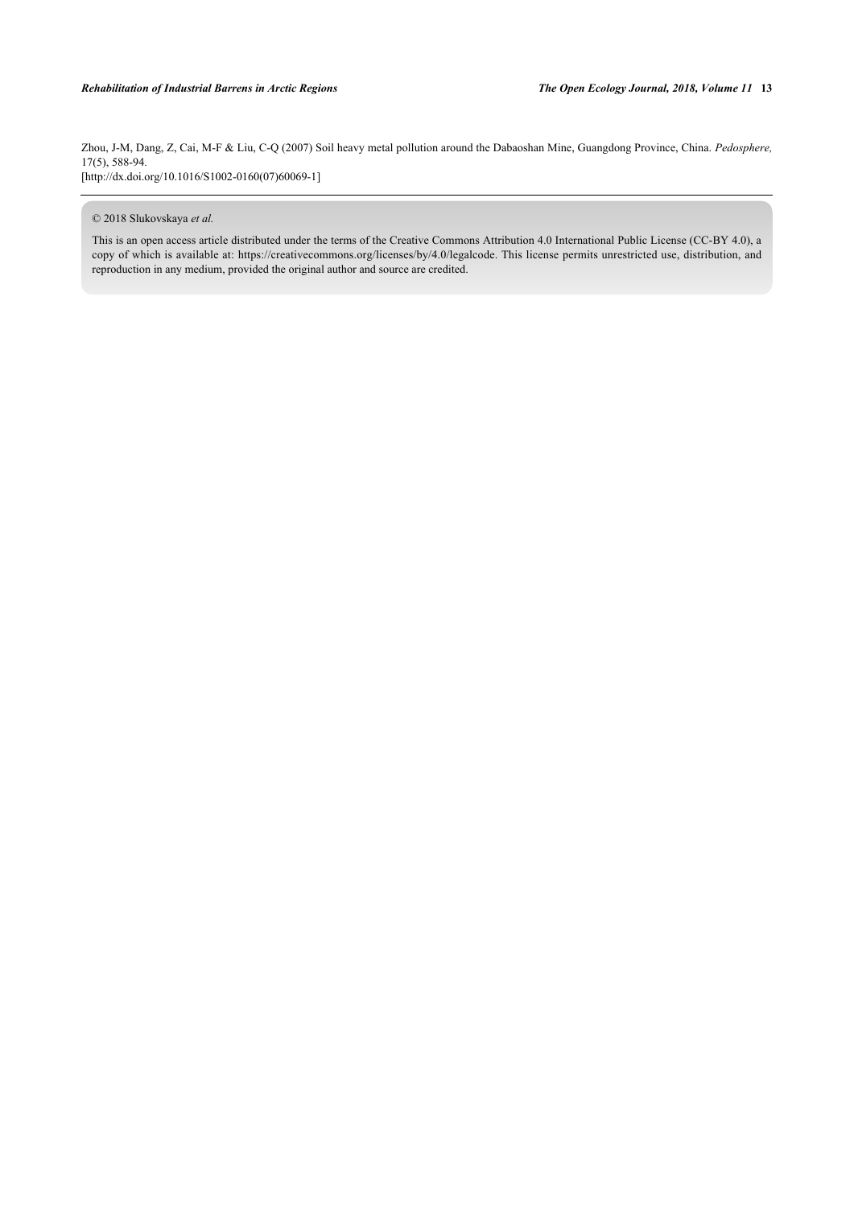Zhou, J-M, Dang, Z, Cai, M-F & Liu, C-Q (2007) Soil heavy metal pollution around the Dabaoshan Mine, Guangdong Province, China. *Pedosphere,* 17(5), 588-94.
[http://dx.doi.org/10.1016/S1002-0160(07)60069-1]

---

© 2018 Slukovskaya *et al.*

This is an open access article distributed under the terms of the Creative Commons Attribution 4.0 International Public License (CC-BY 4.0), a copy of which is available at: https://creativecommons.org/licenses/by/4.0/legalcode. This license permits unrestricted use, distribution, and reproduction in any medium, provided the original author and source are credited.